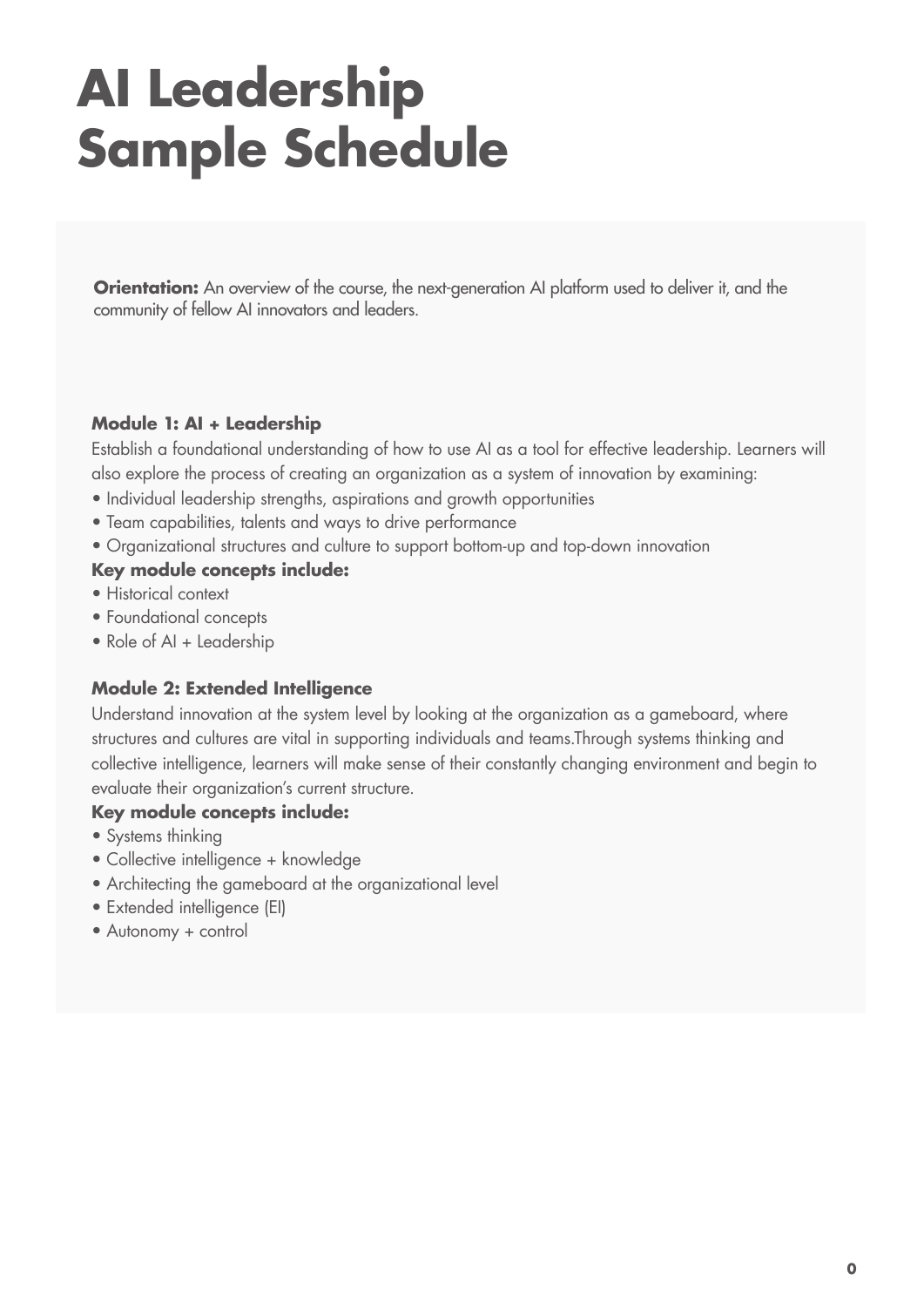# AI Leadership Sample Schedule

**Orientation:** An overview of the course, the next-generation AI platform used to deliver it, and the community of fellow AI innovators and leaders.

**Module 1: AI + Leadership**

Establish a foundational understanding of how to use AI as a tool for effective leadership. Learners will also explore the process of creating an organization as a system of innovation by examining:

- Individual leadership strengths, aspirations and growth opportunities
- Team capabilities, talents and ways to drive performance
- Organizational structures and culture to support bottom-up and top-down innovation

**Key module concepts include:**

- Historical context
- Foundational concepts
- Role of AI + Leadership

**Module 2: Extended Intelligence**

Understand innovation at the system level by looking at the organization as a gameboard, where structures and cultures are vital in supporting individuals and teams.Through systems thinking and collective intelligence, learners will make sense of their constantly changing environment and begin to evaluate their organization's current structure.

**Key module concepts include:**

- Systems thinking
- Collective intelligence + knowledge
- Architecting the gameboard at the organizational level
- Extended intelligence (EI)
- Autonomy + control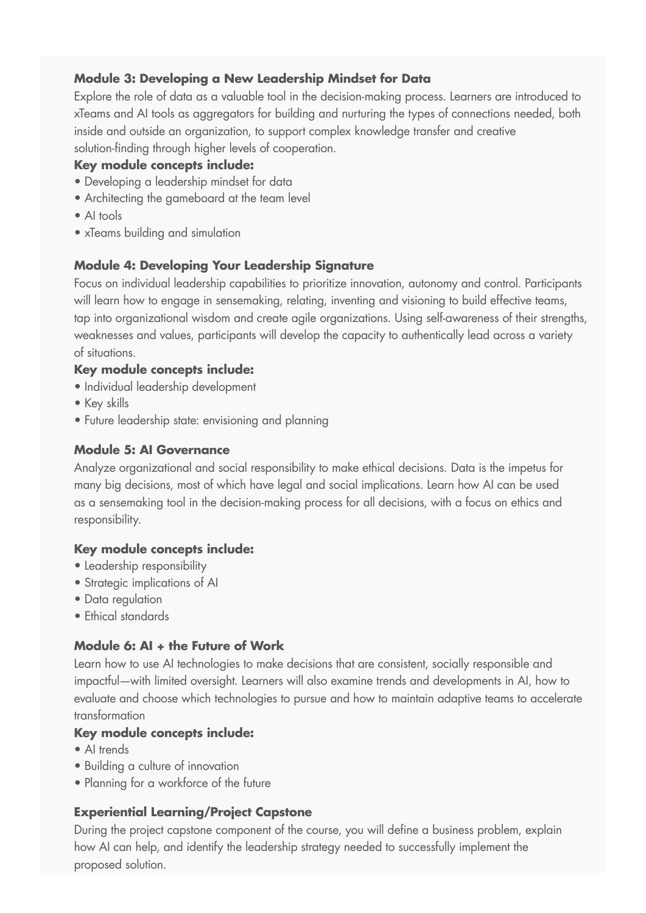**Module 3: Developing a New Leadership Mindset for Data**

Explore the role of data as a valuable tool in the decision-making process. Learners are introduced to xTeams and AI tools as aggregators for building and nurturing the types of connections needed, both inside and outside an organization, to support complex knowledge transfer and creative solution-finding through higher levels of cooperation.

**Key module concepts include:**

- Developing a leadership mindset for data
- Architecting the gameboard at the team level
- AI tools
- xTeams building and simulation

**Module 4: Developing Your Leadership Signature**

Focus on individual leadership capabilities to prioritize innovation, autonomy and control. Participants will learn how to engage in sensemaking, relating, inventing and visioning to build effective teams, tap into organizational wisdom and create agile organizations. Using self-awareness of their strengths, weaknesses and values, participants will develop the capacity to authentically lead across a variety of situations.

**Key module concepts include:**

- Individual leadership development
- Key skills
- Future leadership state: envisioning and planning

**Module 5: AI Governance**

Analyze organizational and social responsibility to make ethical decisions. Data is the impetus for many big decisions, most of which have legal and social implications. Learn how AI can be used as a sensemaking tool in the decision-making process for all decisions, with a focus on ethics and responsibility.

**Key module concepts include:**

- Leadership responsibility
- Strategic implications of AI
- Data regulation
- Ethical standards

**Module 6: AI + the Future of Work**

Learn how to use AI technologies to make decisions that are consistent, socially responsible and impactful—with limited oversight. Learners will also examine trends and developments in AI, how to evaluate and choose which technologies to pursue and how to maintain adaptive teams to accelerate transformation

**Key module concepts include:**

- AI trends
- Building a culture of innovation
- Planning for a workforce of the future

**Experiential Learning/Project Capstone**

During the project capstone component of the course, you will define a business problem, explain how AI can help, and identify the leadership strategy needed to successfully implement the proposed solution.